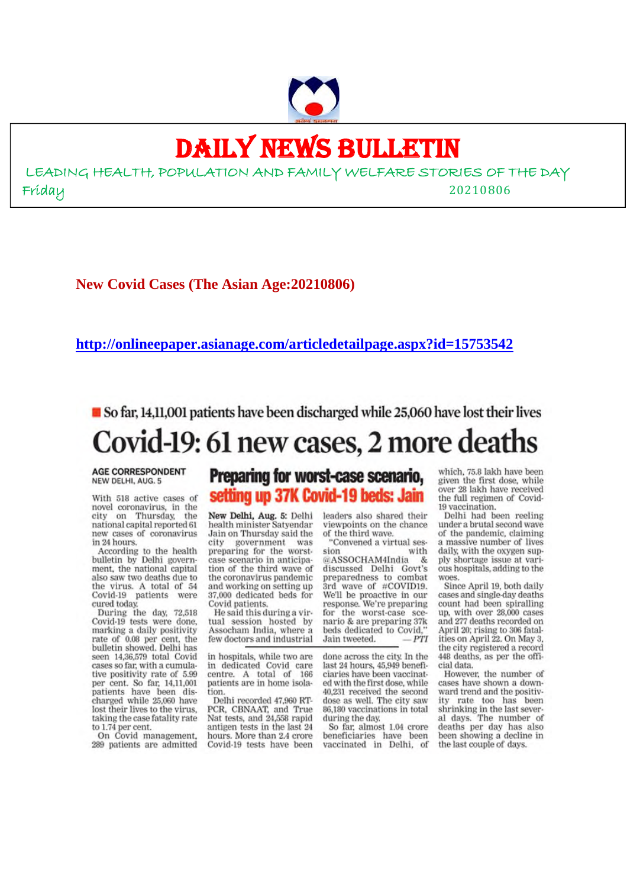# DAILY NEWS BULLETIN

LEADING HEALTH, POPULATION AND FAMILY WELFARE STORIES OF THE DAY

Friday 20210806

**New Covid Cases (The Asian Age:20210806)**

**http://onlineepaper.asianage.com/articledetailpage.aspx?id=15753542**

## So far, 14,11,001 patients have been discharged while 25,060 have lost their lives

# Covid-19: 61 new cases, 2 more deaths

AGE CORRESPONDENT
NEW DELHI, AUG. 5

With 518 active cases of novel coronavirus, in the city on Thursday, the national capital reported 61 new cases of coronavirus in 24 hours.

According to the health bulletin by Delhi government, the national capital also saw two deaths due to the virus. A total of 54 Covid-19 patients were cured today.

During the day, 72,518 Covid-19 tests were done, marking a daily positivity rate of 0.08 per cent, the bulletin showed. Delhi has seen 14,36,579 total Covid cases so far, with a cumulative positivity rate of 5.99 per cent. So far, 14,11,001 patients have been discharged while 25,060 have lost their lives to the virus, taking the case fatality rate to 1.74 per cent.

On Covid management, 289 patients are admitted in hospitals, while two are in dedicated Covid care centre. A total of 166 patients are in home isolation.

Delhi recorded 47,960 RT-PCR, CBNAAT, and True Nat tests, and 24,558 rapid antigen tests in the last 24 hours. More than 2.4 crore Covid-19 tests have been done across the city. In the last 24 hours, 45,949 beneficiaries have been vaccinated with the first dose, while 40,231 received the second dose as well. The city saw 86,180 vaccinations in total during the day.

So far, almost 1.04 crore beneficiaries have been vaccinated in Delhi, of which, 75.8 lakh have been given the first dose, while over 28 lakh have received the full regimen of Covid-19 vaccination.

Delhi had been reeling under a brutal second wave of the pandemic, claiming a massive number of lives daily, with the oxygen supply shortage issue at various hospitals, adding to the woes.

Since April 19, both daily cases and single-day deaths count had been spiralling up, with over 28,000 cases and 277 deaths recorded on April 20; rising to 306 fatalities on April 22. On May 3, the city registered a record 448 deaths, as per the official data.

However, the number of cases have shown a downward trend and the positivity rate too has been shrinking in the last several days. The number of deaths per day has also been showing a decline in the last couple of days.

## Preparing for worst-case scenario, setting up 37K Covid-19 beds: Jain

**New Delhi, Aug. 5:** Delhi health minister Satyendar Jain on Thursday said the city government was preparing for the worst-case scenario in anticipation of the third wave of the coronavirus pandemic and working on setting up 37,000 dedicated beds for Covid patients.

He said this during a virtual session hosted by Assocham India, where a few doctors and industrial leaders also shared their viewpoints on the chance of the third wave.

"Convened a virtual session with @ASSOCHAM4India & discussed Delhi Govt's preparedness to combat 3rd wave of #COVID19. We'll be proactive in our response. We're preparing for the worst-case scenario & are preparing 37k beds dedicated to Covid," Jain tweeted. — *PTI*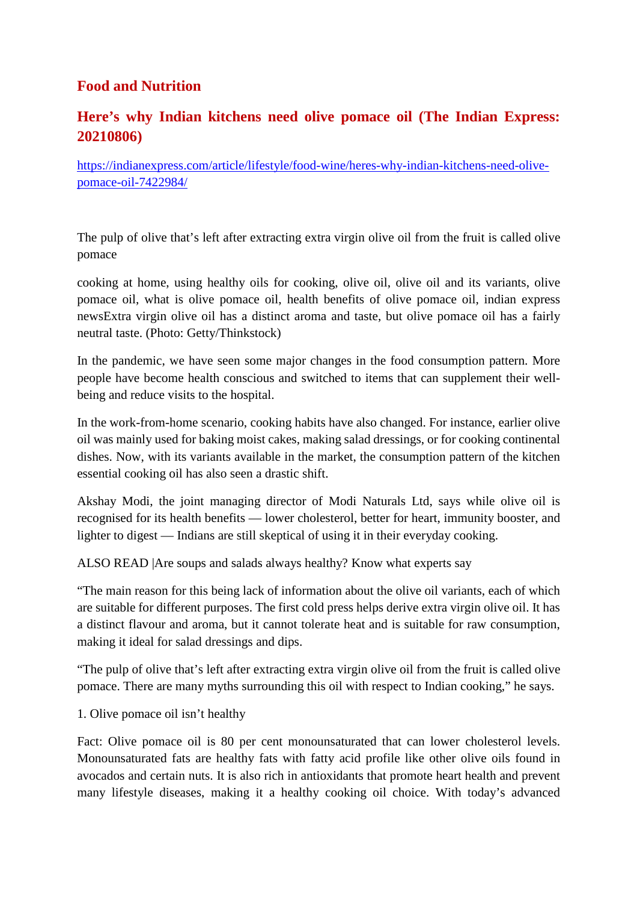## Food and Nutrition

## Here's why Indian kitchens need olive pomace oil (The Indian Express: 20210806)

https://indianexpress.com/article/lifestyle/food-wine/heres-why-indian-kitchens-need-olive-pomace-oil-7422984/

The pulp of olive that's left after extracting extra virgin olive oil from the fruit is called olive pomace

cooking at home, using healthy oils for cooking, olive oil, olive oil and its variants, olive pomace oil, what is olive pomace oil, health benefits of olive pomace oil, indian express newsExtra virgin olive oil has a distinct aroma and taste, but olive pomace oil has a fairly neutral taste. (Photo: Getty/Thinkstock)

In the pandemic, we have seen some major changes in the food consumption pattern. More people have become health conscious and switched to items that can supplement their well-being and reduce visits to the hospital.

In the work-from-home scenario, cooking habits have also changed. For instance, earlier olive oil was mainly used for baking moist cakes, making salad dressings, or for cooking continental dishes. Now, with its variants available in the market, the consumption pattern of the kitchen essential cooking oil has also seen a drastic shift.

Akshay Modi, the joint managing director of Modi Naturals Ltd, says while olive oil is recognised for its health benefits — lower cholesterol, better for heart, immunity booster, and lighter to digest — Indians are still skeptical of using it in their everyday cooking.

ALSO READ |Are soups and salads always healthy? Know what experts say

"The main reason for this being lack of information about the olive oil variants, each of which are suitable for different purposes. The first cold press helps derive extra virgin olive oil. It has a distinct flavour and aroma, but it cannot tolerate heat and is suitable for raw consumption, making it ideal for salad dressings and dips.

"The pulp of olive that's left after extracting extra virgin olive oil from the fruit is called olive pomace. There are many myths surrounding this oil with respect to Indian cooking," he says.

1. Olive pomace oil isn't healthy

Fact: Olive pomace oil is 80 per cent monounsaturated that can lower cholesterol levels. Monounsaturated fats are healthy fats with fatty acid profile like other olive oils found in avocados and certain nuts. It is also rich in antioxidants that promote heart health and prevent many lifestyle diseases, making it a healthy cooking oil choice. With today's advanced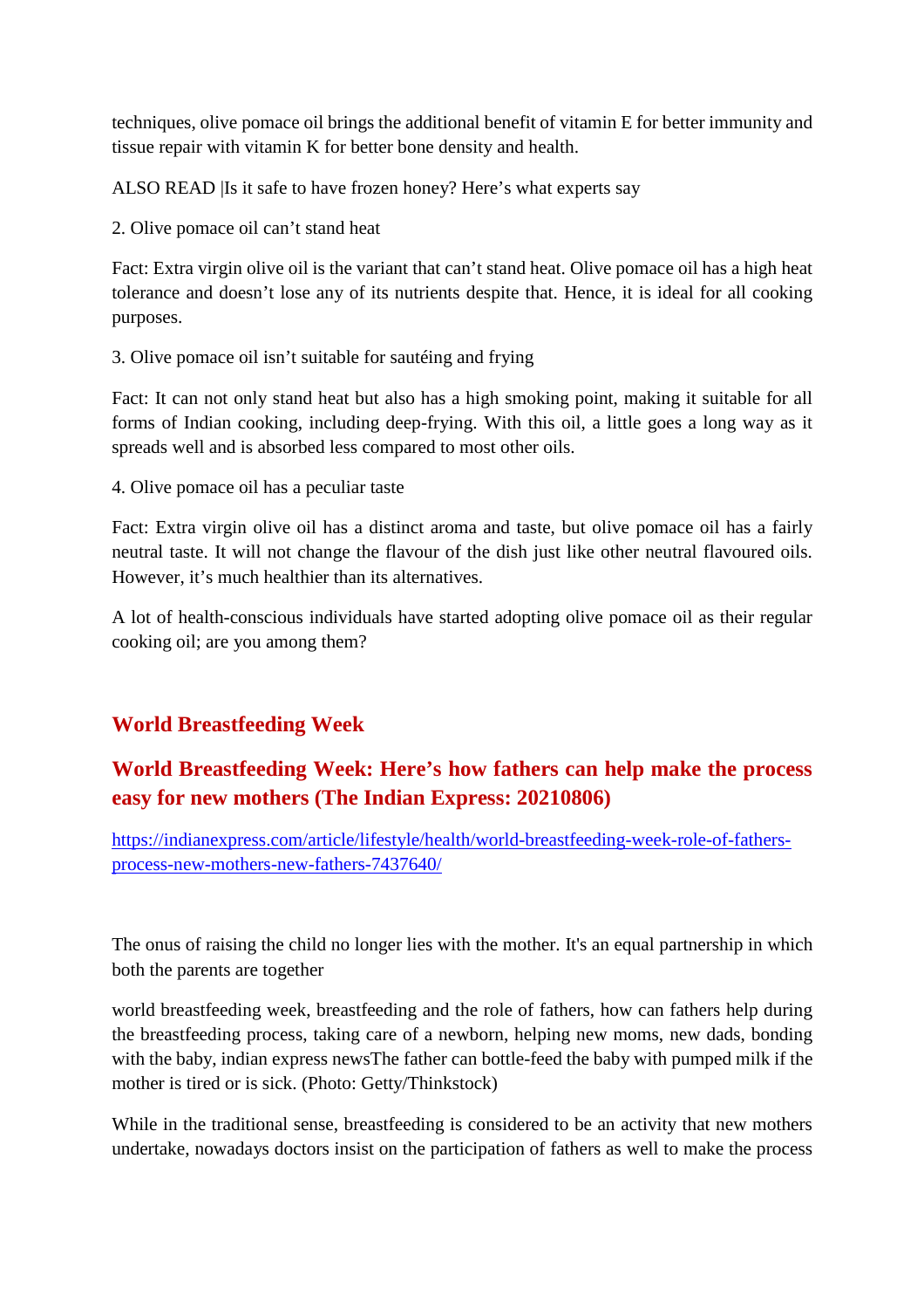techniques, olive pomace oil brings the additional benefit of vitamin E for better immunity and tissue repair with vitamin K for better bone density and health.

ALSO READ |Is it safe to have frozen honey? Here's what experts say

2. Olive pomace oil can't stand heat

Fact: Extra virgin olive oil is the variant that can't stand heat. Olive pomace oil has a high heat tolerance and doesn't lose any of its nutrients despite that. Hence, it is ideal for all cooking purposes.

3. Olive pomace oil isn't suitable for sautéing and frying

Fact: It can not only stand heat but also has a high smoking point, making it suitable for all forms of Indian cooking, including deep-frying. With this oil, a little goes a long way as it spreads well and is absorbed less compared to most other oils.

4. Olive pomace oil has a peculiar taste

Fact: Extra virgin olive oil has a distinct aroma and taste, but olive pomace oil has a fairly neutral taste. It will not change the flavour of the dish just like other neutral flavoured oils. However, it's much healthier than its alternatives.

A lot of health-conscious individuals have started adopting olive pomace oil as their regular cooking oil; are you among them?

## World Breastfeeding Week

## World Breastfeeding Week: Here's how fathers can help make the process easy for new mothers (The Indian Express: 20210806)

https://indianexpress.com/article/lifestyle/health/world-breastfeeding-week-role-of-fathers-process-new-mothers-new-fathers-7437640/

The onus of raising the child no longer lies with the mother. It's an equal partnership in which both the parents are together

world breastfeeding week, breastfeeding and the role of fathers, how can fathers help during the breastfeeding process, taking care of a newborn, helping new moms, new dads, bonding with the baby, indian express newsThe father can bottle-feed the baby with pumped milk if the mother is tired or is sick. (Photo: Getty/Thinkstock)

While in the traditional sense, breastfeeding is considered to be an activity that new mothers undertake, nowadays doctors insist on the participation of fathers as well to make the process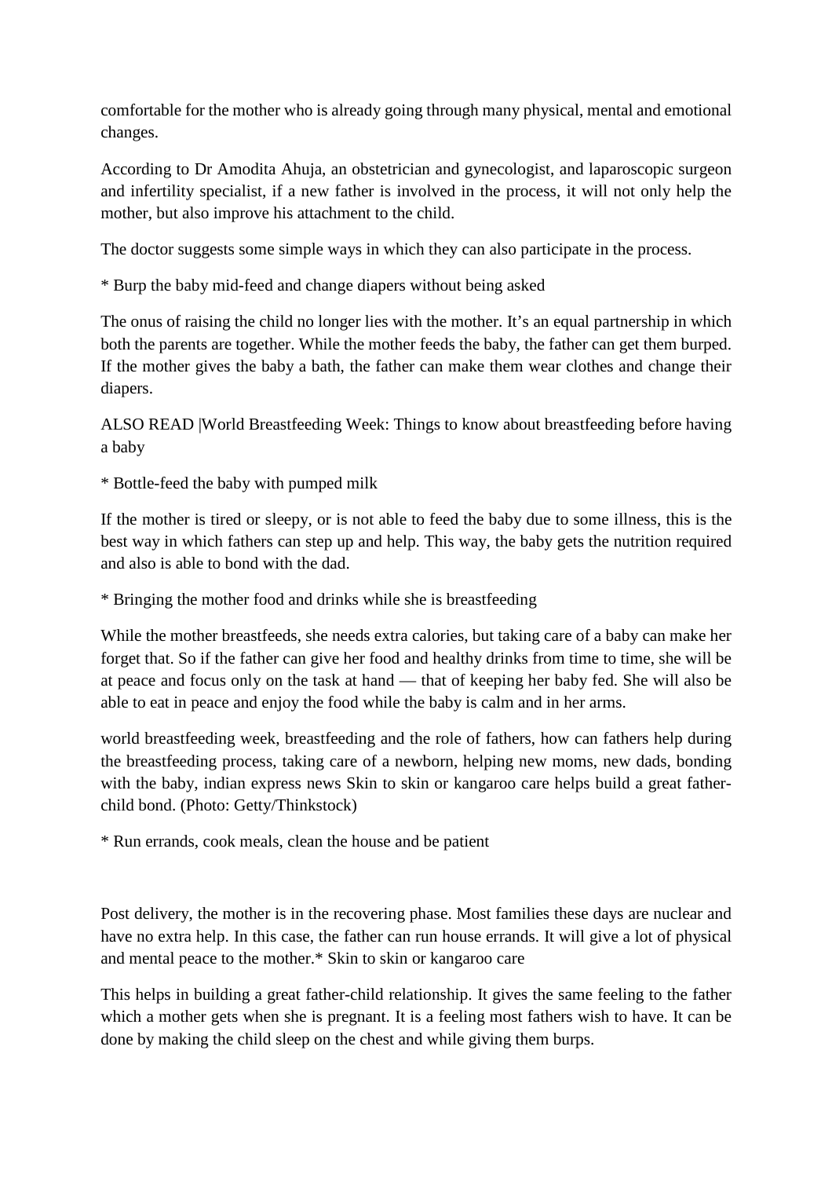comfortable for the mother who is already going through many physical, mental and emotional changes.

According to Dr Amodita Ahuja, an obstetrician and gynecologist, and laparoscopic surgeon and infertility specialist, if a new father is involved in the process, it will not only help the mother, but also improve his attachment to the child.

The doctor suggests some simple ways in which they can also participate in the process.

* Burp the baby mid-feed and change diapers without being asked

The onus of raising the child no longer lies with the mother. It's an equal partnership in which both the parents are together. While the mother feeds the baby, the father can get them burped. If the mother gives the baby a bath, the father can make them wear clothes and change their diapers.

ALSO READ |World Breastfeeding Week: Things to know about breastfeeding before having a baby

* Bottle-feed the baby with pumped milk

If the mother is tired or sleepy, or is not able to feed the baby due to some illness, this is the best way in which fathers can step up and help. This way, the baby gets the nutrition required and also is able to bond with the dad.

* Bringing the mother food and drinks while she is breastfeeding

While the mother breastfeeds, she needs extra calories, but taking care of a baby can make her forget that. So if the father can give her food and healthy drinks from time to time, she will be at peace and focus only on the task at hand — that of keeping her baby fed. She will also be able to eat in peace and enjoy the food while the baby is calm and in her arms.

world breastfeeding week, breastfeeding and the role of fathers, how can fathers help during the breastfeeding process, taking care of a newborn, helping new moms, new dads, bonding with the baby, indian express news Skin to skin or kangaroo care helps build a great father-child bond. (Photo: Getty/Thinkstock)

* Run errands, cook meals, clean the house and be patient

Post delivery, the mother is in the recovering phase. Most families these days are nuclear and have no extra help. In this case, the father can run house errands. It will give a lot of physical and mental peace to the mother.* Skin to skin or kangaroo care

This helps in building a great father-child relationship. It gives the same feeling to the father which a mother gets when she is pregnant. It is a feeling most fathers wish to have. It can be done by making the child sleep on the chest and while giving them burps.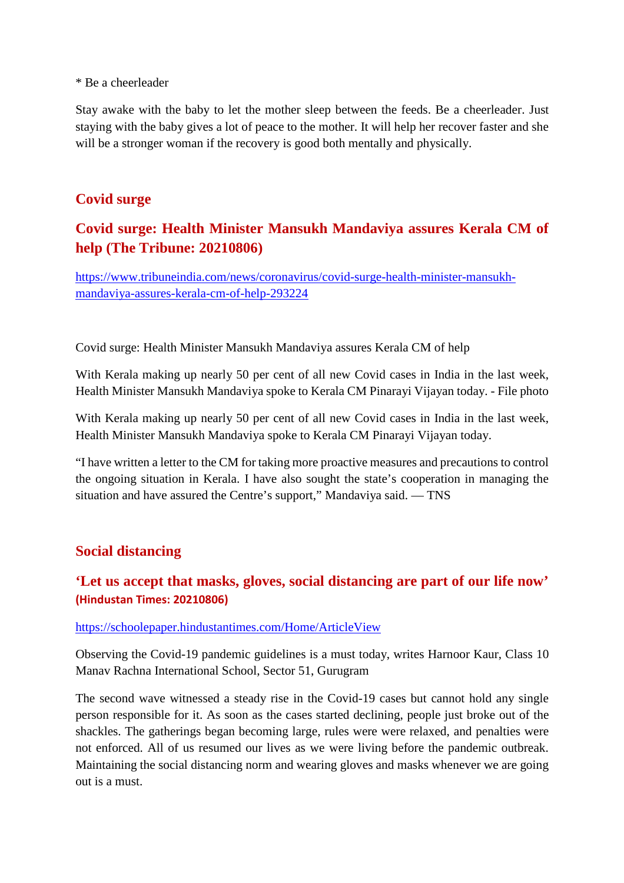* Be a cheerleader

Stay awake with the baby to let the mother sleep between the feeds. Be a cheerleader. Just staying with the baby gives a lot of peace to the mother. It will help her recover faster and she will be a stronger woman if the recovery is good both mentally and physically.

## Covid surge

### Covid surge: Health Minister Mansukh Mandaviya assures Kerala CM of help (The Tribune: 20210806)

https://www.tribuneindia.com/news/coronavirus/covid-surge-health-minister-mansukh-mandaviya-assures-kerala-cm-of-help-293224

Covid surge: Health Minister Mansukh Mandaviya assures Kerala CM of help

With Kerala making up nearly 50 per cent of all new Covid cases in India in the last week, Health Minister Mansukh Mandaviya spoke to Kerala CM Pinarayi Vijayan today. - File photo

With Kerala making up nearly 50 per cent of all new Covid cases in India in the last week, Health Minister Mansukh Mandaviya spoke to Kerala CM Pinarayi Vijayan today.

"I have written a letter to the CM for taking more proactive measures and precautions to control the ongoing situation in Kerala. I have also sought the state's cooperation in managing the situation and have assured the Centre's support," Mandaviya said. — TNS

## Social distancing

### 'Let us accept that masks, gloves, social distancing are part of our life now' (Hindustan Times: 20210806)

https://schoolepaper.hindustantimes.com/Home/ArticleView

Observing the Covid-19 pandemic guidelines is a must today, writes Harnoor Kaur, Class 10 Manav Rachna International School, Sector 51, Gurugram

The second wave witnessed a steady rise in the Covid-19 cases but cannot hold any single person responsible for it. As soon as the cases started declining, people just broke out of the shackles. The gatherings began becoming large, rules were were relaxed, and penalties were not enforced. All of us resumed our lives as we were living before the pandemic outbreak. Maintaining the social distancing norm and wearing gloves and masks whenever we are going out is a must.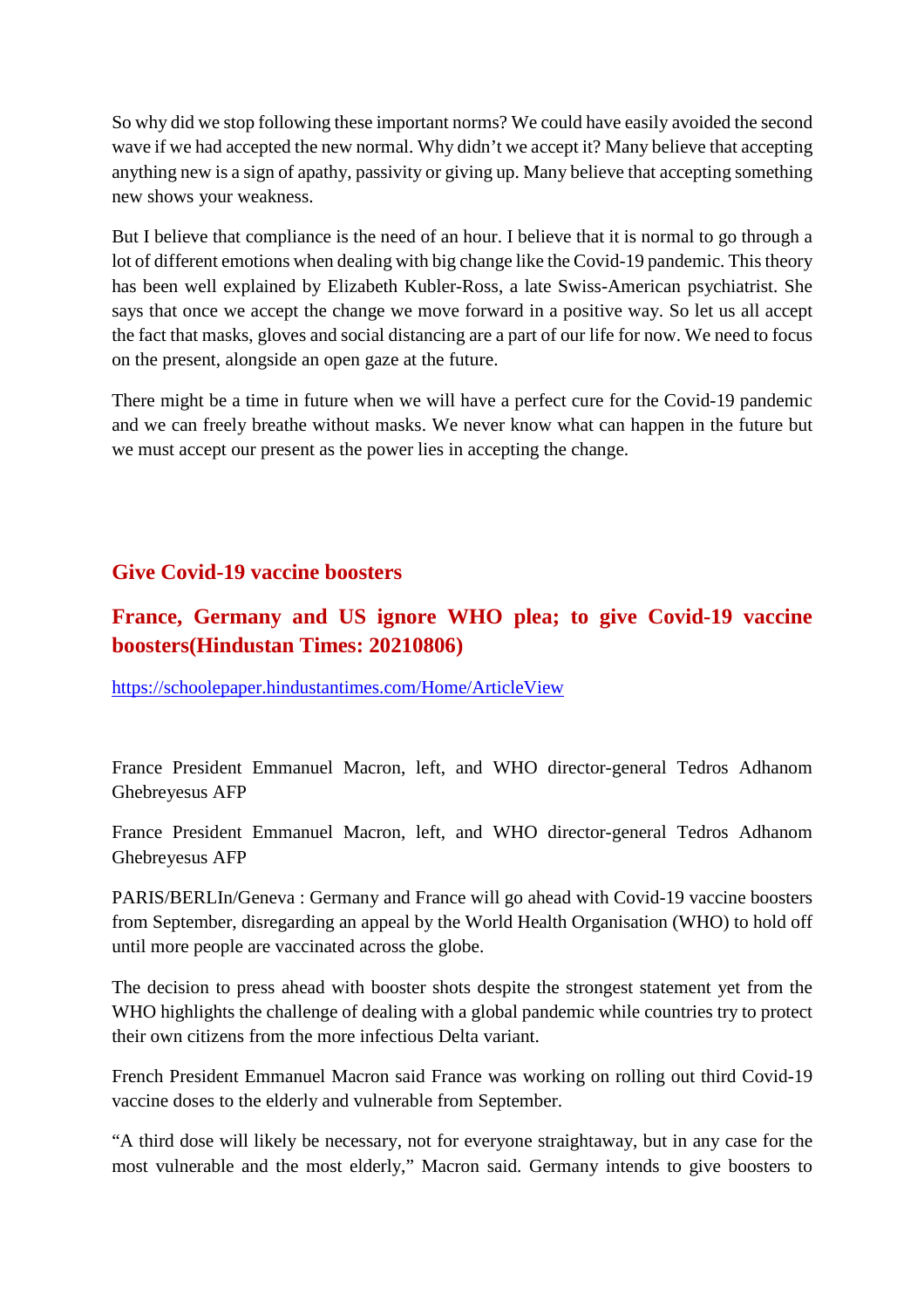So why did we stop following these important norms? We could have easily avoided the second wave if we had accepted the new normal. Why didn't we accept it? Many believe that accepting anything new is a sign of apathy, passivity or giving up. Many believe that accepting something new shows your weakness.

But I believe that compliance is the need of an hour. I believe that it is normal to go through a lot of different emotions when dealing with big change like the Covid-19 pandemic. This theory has been well explained by Elizabeth Kubler-Ross, a late Swiss-American psychiatrist. She says that once we accept the change we move forward in a positive way. So let us all accept the fact that masks, gloves and social distancing are a part of our life for now. We need to focus on the present, alongside an open gaze at the future.

There might be a time in future when we will have a perfect cure for the Covid-19 pandemic and we can freely breathe without masks. We never know what can happen in the future but we must accept our present as the power lies in accepting the change.

## Give Covid-19 vaccine boosters

## France, Germany and US ignore WHO plea; to give Covid-19 vaccine boosters(Hindustan Times: 20210806)

https://schoolepaper.hindustantimes.com/Home/ArticleView

France President Emmanuel Macron, left, and WHO director-general Tedros Adhanom Ghebreyesus AFP

France President Emmanuel Macron, left, and WHO director-general Tedros Adhanom Ghebreyesus AFP

PARIS/BERLIn/Geneva : Germany and France will go ahead with Covid-19 vaccine boosters from September, disregarding an appeal by the World Health Organisation (WHO) to hold off until more people are vaccinated across the globe.

The decision to press ahead with booster shots despite the strongest statement yet from the WHO highlights the challenge of dealing with a global pandemic while countries try to protect their own citizens from the more infectious Delta variant.

French President Emmanuel Macron said France was working on rolling out third Covid-19 vaccine doses to the elderly and vulnerable from September.

"A third dose will likely be necessary, not for everyone straightaway, but in any case for the most vulnerable and the most elderly," Macron said. Germany intends to give boosters to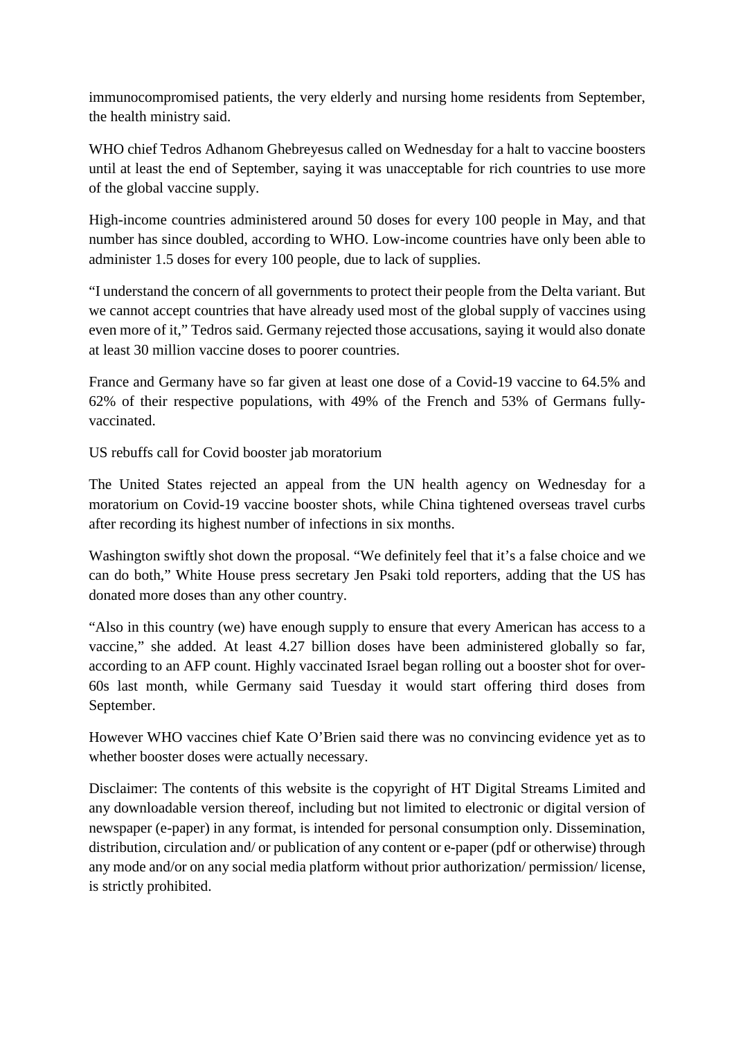immunocompromised patients, the very elderly and nursing home residents from September, the health ministry said.

WHO chief Tedros Adhanom Ghebreyesus called on Wednesday for a halt to vaccine boosters until at least the end of September, saying it was unacceptable for rich countries to use more of the global vaccine supply.

High-income countries administered around 50 doses for every 100 people in May, and that number has since doubled, according to WHO. Low-income countries have only been able to administer 1.5 doses for every 100 people, due to lack of supplies.

"I understand the concern of all governments to protect their people from the Delta variant. But we cannot accept countries that have already used most of the global supply of vaccines using even more of it," Tedros said. Germany rejected those accusations, saying it would also donate at least 30 million vaccine doses to poorer countries.

France and Germany have so far given at least one dose of a Covid-19 vaccine to 64.5% and 62% of their respective populations, with 49% of the French and 53% of Germans fully-vaccinated.

US rebuffs call for Covid booster jab moratorium

The United States rejected an appeal from the UN health agency on Wednesday for a moratorium on Covid-19 vaccine booster shots, while China tightened overseas travel curbs after recording its highest number of infections in six months.

Washington swiftly shot down the proposal. "We definitely feel that it's a false choice and we can do both," White House press secretary Jen Psaki told reporters, adding that the US has donated more doses than any other country.

"Also in this country (we) have enough supply to ensure that every American has access to a vaccine," she added. At least 4.27 billion doses have been administered globally so far, according to an AFP count. Highly vaccinated Israel began rolling out a booster shot for over-60s last month, while Germany said Tuesday it would start offering third doses from September.

However WHO vaccines chief Kate O'Brien said there was no convincing evidence yet as to whether booster doses were actually necessary.

Disclaimer: The contents of this website is the copyright of HT Digital Streams Limited and any downloadable version thereof, including but not limited to electronic or digital version of newspaper (e-paper) in any format, is intended for personal consumption only. Dissemination, distribution, circulation and/ or publication of any content or e-paper (pdf or otherwise) through any mode and/or on any social media platform without prior authorization/ permission/ license, is strictly prohibited.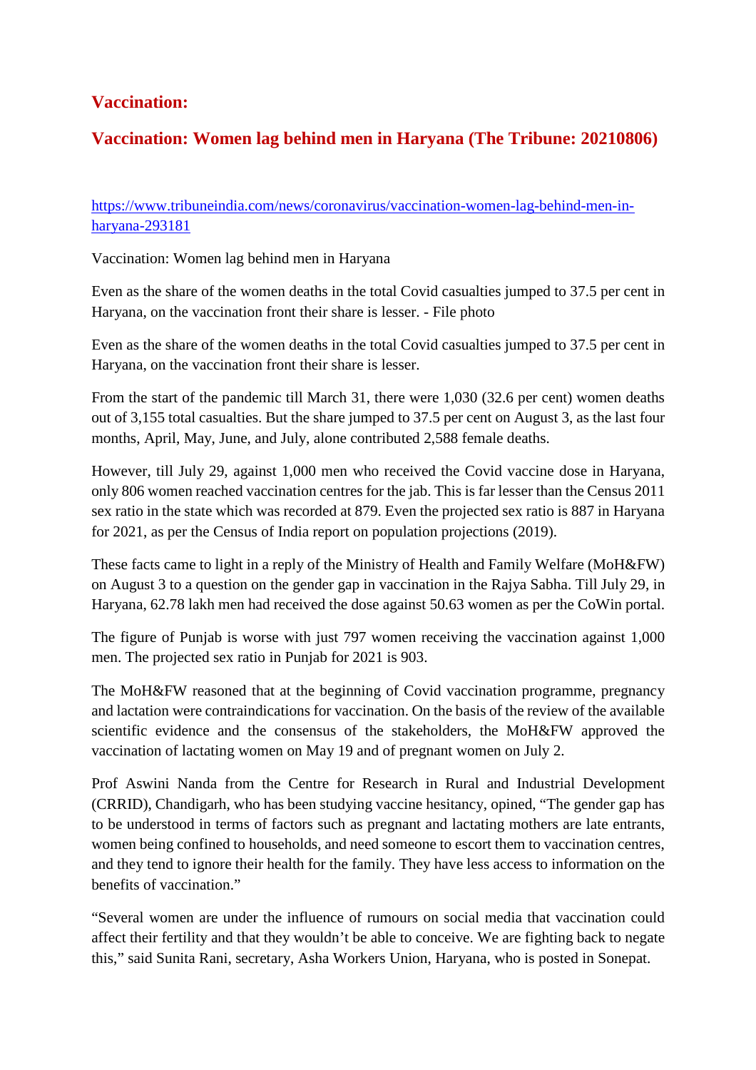## Vaccination:

## Vaccination: Women lag behind men in Haryana (The Tribune: 20210806)

https://www.tribuneindia.com/news/coronavirus/vaccination-women-lag-behind-men-in-haryana-293181

Vaccination: Women lag behind men in Haryana

Even as the share of the women deaths in the total Covid casualties jumped to 37.5 per cent in Haryana, on the vaccination front their share is lesser. - File photo

Even as the share of the women deaths in the total Covid casualties jumped to 37.5 per cent in Haryana, on the vaccination front their share is lesser.

From the start of the pandemic till March 31, there were 1,030 (32.6 per cent) women deaths out of 3,155 total casualties. But the share jumped to 37.5 per cent on August 3, as the last four months, April, May, June, and July, alone contributed 2,588 female deaths.

However, till July 29, against 1,000 men who received the Covid vaccine dose in Haryana, only 806 women reached vaccination centres for the jab. This is far lesser than the Census 2011 sex ratio in the state which was recorded at 879. Even the projected sex ratio is 887 in Haryana for 2021, as per the Census of India report on population projections (2019).

These facts came to light in a reply of the Ministry of Health and Family Welfare (MoH&FW) on August 3 to a question on the gender gap in vaccination in the Rajya Sabha. Till July 29, in Haryana, 62.78 lakh men had received the dose against 50.63 women as per the CoWin portal.

The figure of Punjab is worse with just 797 women receiving the vaccination against 1,000 men. The projected sex ratio in Punjab for 2021 is 903.

The MoH&FW reasoned that at the beginning of Covid vaccination programme, pregnancy and lactation were contraindications for vaccination. On the basis of the review of the available scientific evidence and the consensus of the stakeholders, the MoH&FW approved the vaccination of lactating women on May 19 and of pregnant women on July 2.

Prof Aswini Nanda from the Centre for Research in Rural and Industrial Development (CRRID), Chandigarh, who has been studying vaccine hesitancy, opined, "The gender gap has to be understood in terms of factors such as pregnant and lactating mothers are late entrants, women being confined to households, and need someone to escort them to vaccination centres, and they tend to ignore their health for the family. They have less access to information on the benefits of vaccination."

"Several women are under the influence of rumours on social media that vaccination could affect their fertility and that they wouldn't be able to conceive. We are fighting back to negate this," said Sunita Rani, secretary, Asha Workers Union, Haryana, who is posted in Sonepat.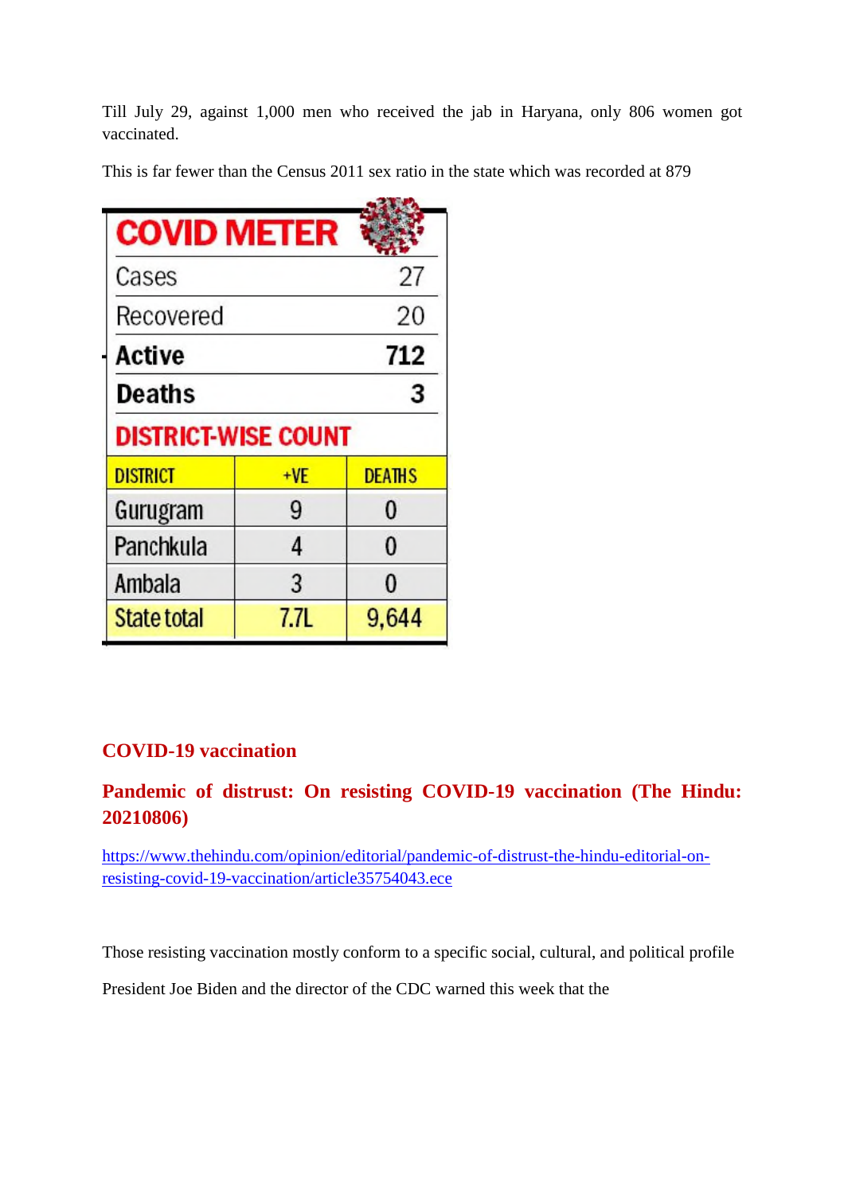Till July 29, against 1,000 men who received the jab in Haryana, only 806 women got vaccinated.

This is far fewer than the Census 2011 sex ratio in the state which was recorded at 879

**COVID METER**

| | |
|---|---|
| Cases | 27 |
| Recovered | 20 |
| **Active** | **712** |
| **Deaths** | **3** |

**DISTRICT-WISE COUNT**

| DISTRICT | +VE | DEATHS |
|---|---|---|
| Gurugram | 9 | 0 |
| Panchkula | 4 | 0 |
| Ambala | 3 | 0 |
| State total | 7.7L | 9,644 |

## COVID-19 vaccination

### Pandemic of distrust: On resisting COVID-19 vaccination (The Hindu: 20210806)

https://www.thehindu.com/opinion/editorial/pandemic-of-distrust-the-hindu-editorial-on-resisting-covid-19-vaccination/article35754043.ece

Those resisting vaccination mostly conform to a specific social, cultural, and political profile

President Joe Biden and the director of the CDC warned this week that the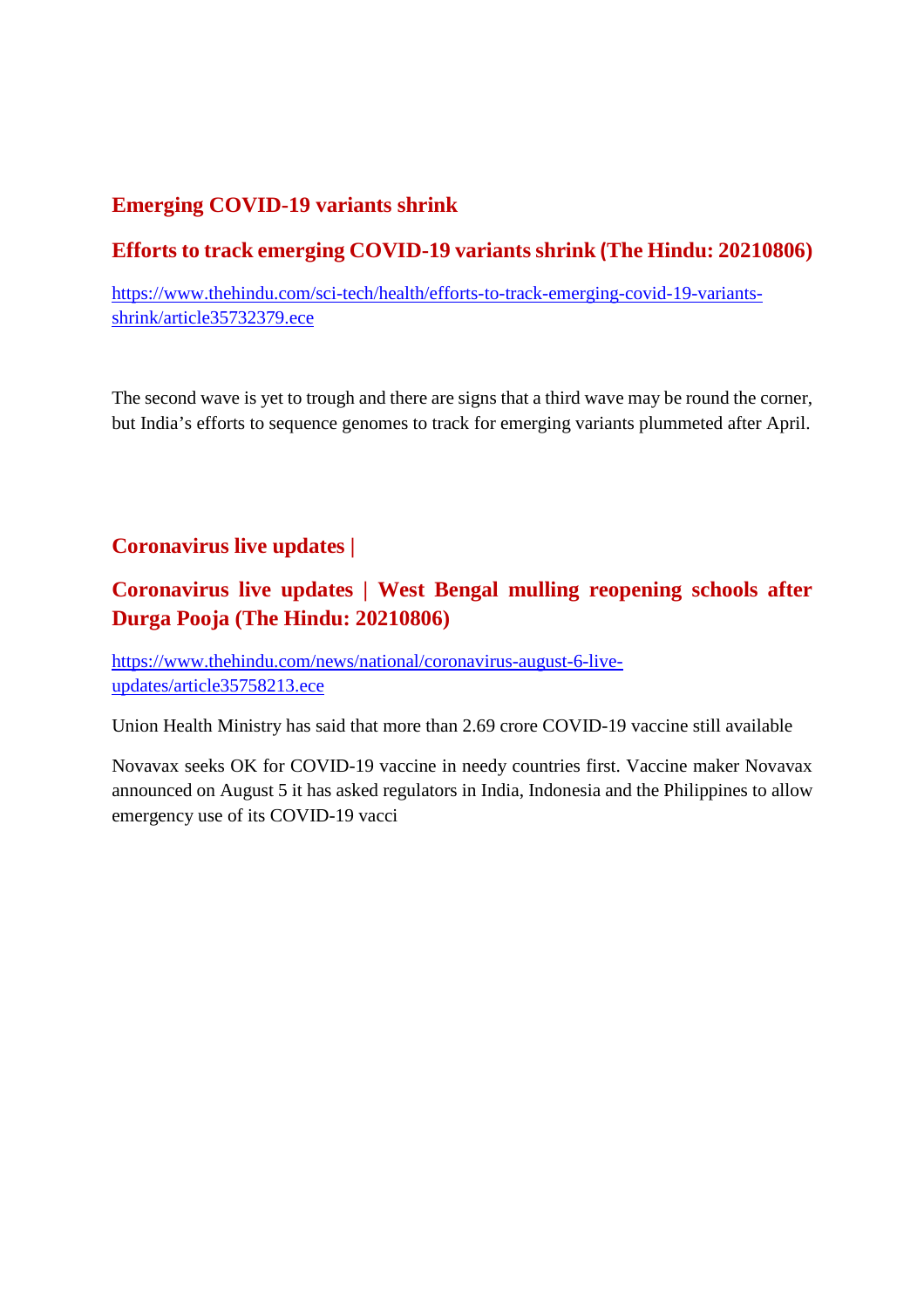## Emerging COVID-19 variants shrink

### Efforts to track emerging COVID-19 variants shrink (The Hindu: 20210806)

https://www.thehindu.com/sci-tech/health/efforts-to-track-emerging-covid-19-variants-shrink/article35732379.ece

The second wave is yet to trough and there are signs that a third wave may be round the corner, but India's efforts to sequence genomes to track for emerging variants plummeted after April.

## Coronavirus live updates |

### Coronavirus live updates | West Bengal mulling reopening schools after Durga Pooja (The Hindu: 20210806)

https://www.thehindu.com/news/national/coronavirus-august-6-live-updates/article35758213.ece

Union Health Ministry has said that more than 2.69 crore COVID-19 vaccine still available

Novavax seeks OK for COVID-19 vaccine in needy countries first. Vaccine maker Novavax announced on August 5 it has asked regulators in India, Indonesia and the Philippines to allow emergency use of its COVID-19 vacci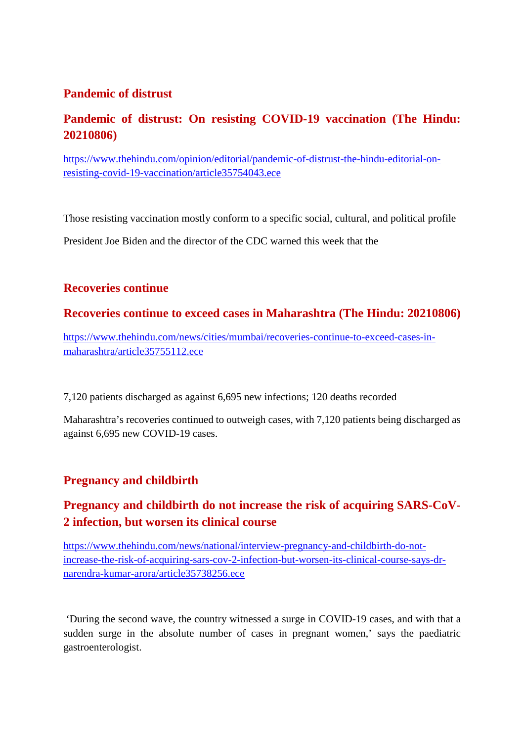## Pandemic of distrust

### Pandemic of distrust: On resisting COVID-19 vaccination (The Hindu: 20210806)

https://www.thehindu.com/opinion/editorial/pandemic-of-distrust-the-hindu-editorial-on-resisting-covid-19-vaccination/article35754043.ece

Those resisting vaccination mostly conform to a specific social, cultural, and political profile

President Joe Biden and the director of the CDC warned this week that the

## Recoveries continue

### Recoveries continue to exceed cases in Maharashtra (The Hindu: 20210806)

https://www.thehindu.com/news/cities/mumbai/recoveries-continue-to-exceed-cases-in-maharashtra/article35755112.ece

7,120 patients discharged as against 6,695 new infections; 120 deaths recorded

Maharashtra's recoveries continued to outweigh cases, with 7,120 patients being discharged as against 6,695 new COVID-19 cases.

## Pregnancy and childbirth

### Pregnancy and childbirth do not increase the risk of acquiring SARS-CoV-2 infection, but worsen its clinical course

https://www.thehindu.com/news/national/interview-pregnancy-and-childbirth-do-not-increase-the-risk-of-acquiring-sars-cov-2-infection-but-worsen-its-clinical-course-says-dr-narendra-kumar-arora/article35738256.ece

'During the second wave, the country witnessed a surge in COVID-19 cases, and with that a sudden surge in the absolute number of cases in pregnant women,' says the paediatric gastroenterologist.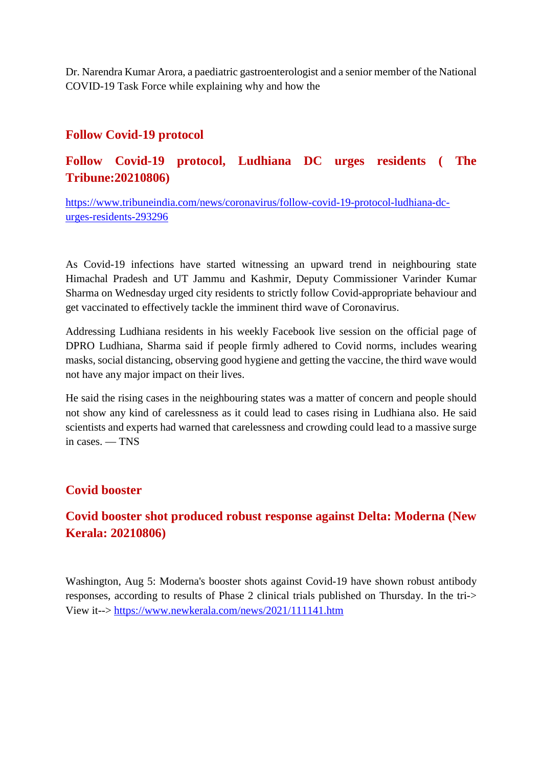Dr. Narendra Kumar Arora, a paediatric gastroenterologist and a senior member of the National COVID-19 Task Force while explaining why and how the

## Follow Covid-19 protocol

## Follow Covid-19 protocol, Ludhiana DC urges residents ( The Tribune:20210806)

https://www.tribuneindia.com/news/coronavirus/follow-covid-19-protocol-ludhiana-dc-urges-residents-293296

As Covid-19 infections have started witnessing an upward trend in neighbouring state Himachal Pradesh and UT Jammu and Kashmir, Deputy Commissioner Varinder Kumar Sharma on Wednesday urged city residents to strictly follow Covid-appropriate behaviour and get vaccinated to effectively tackle the imminent third wave of Coronavirus.

Addressing Ludhiana residents in his weekly Facebook live session on the official page of DPRO Ludhiana, Sharma said if people firmly adhered to Covid norms, includes wearing masks, social distancing, observing good hygiene and getting the vaccine, the third wave would not have any major impact on their lives.

He said the rising cases in the neighbouring states was a matter of concern and people should not show any kind of carelessness as it could lead to cases rising in Ludhiana also. He said scientists and experts had warned that carelessness and crowding could lead to a massive surge in cases. — TNS

## Covid booster

## Covid booster shot produced robust response against Delta: Moderna (New Kerala: 20210806)

Washington, Aug 5: Moderna's booster shots against Covid-19 have shown robust antibody responses, according to results of Phase 2 clinical trials published on Thursday. In the tri-> View it--> https://www.newkerala.com/news/2021/111141.htm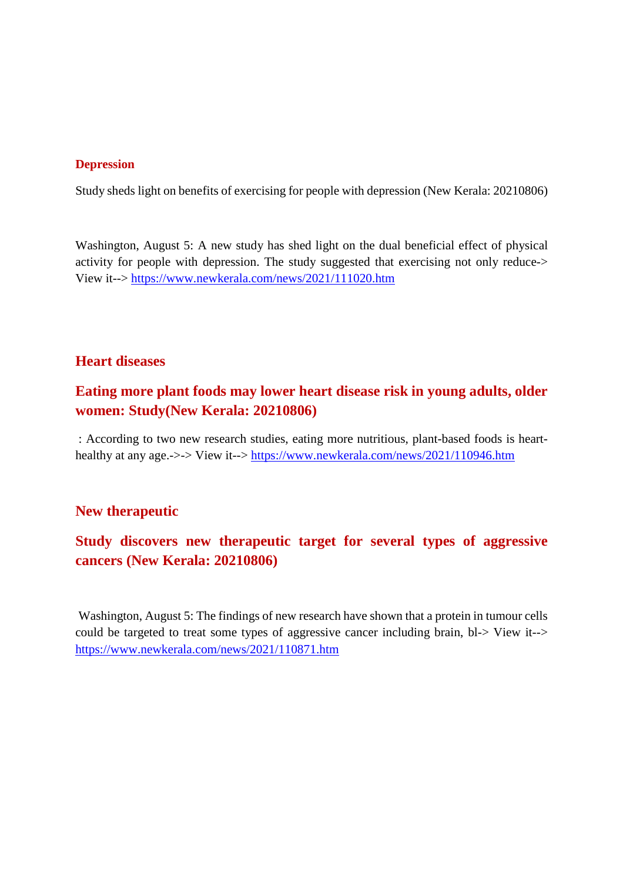### Depression

Study sheds light on benefits of exercising for people with depression (New Kerala: 20210806)

Washington, August 5: A new study has shed light on the dual beneficial effect of physical activity for people with depression. The study suggested that exercising not only reduce-> View it--> https://www.newkerala.com/news/2021/111020.htm

## Heart diseases

## Eating more plant foods may lower heart disease risk in young adults, older women: Study(New Kerala: 20210806)

: According to two new research studies, eating more nutritious, plant-based foods is heart-healthy at any age.->-> View it--> https://www.newkerala.com/news/2021/110946.htm

## New therapeutic

## Study discovers new therapeutic target for several types of aggressive cancers (New Kerala: 20210806)

Washington, August 5: The findings of new research have shown that a protein in tumour cells could be targeted to treat some types of aggressive cancer including brain, bl-> View it--> https://www.newkerala.com/news/2021/110871.htm